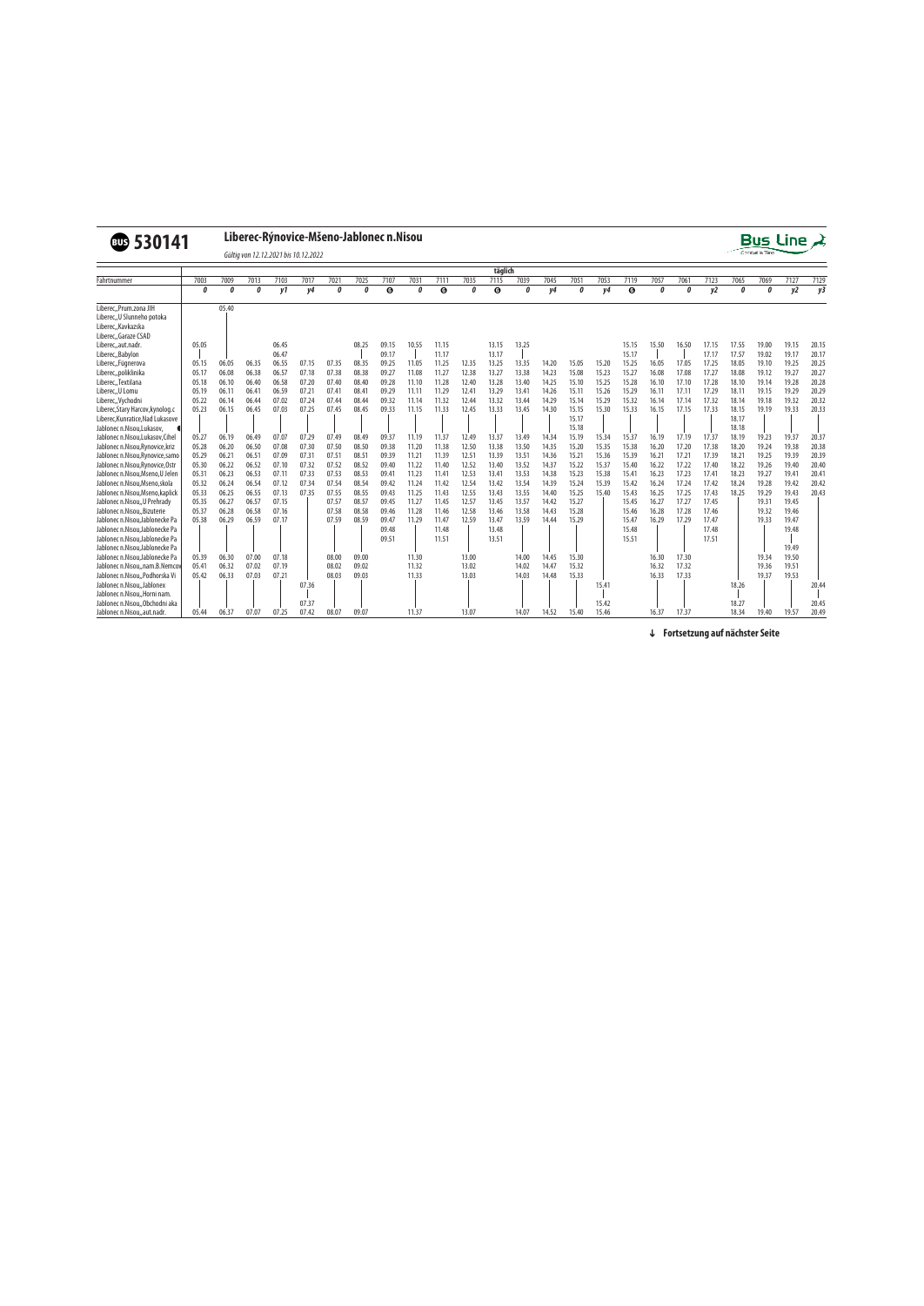# 530141 Liberec-Rýnovice-Mšeno-Jablonec n.Nisou

*Gültig von 12.12.2021 bis 10.12.2022*

**Bus Line**

täglich

| Fahrtnummer | 7003 | 7009 | 7013 | 7103 | 7017 | 7021 | 7025 | 7107 | 7031 | 7111 | 7035 | 7115 | 7039 | 7045 | 7051 | 7053 | 7119 | 7057 | 7061 | 7123 | 7065 | 7069 | 7127 | 7129 |
|---|---|---|---|---|---|---|---|---|---|---|---|---|---|---|---|---|---|---|---|---|---|---|---|---|
| | 0 | 0 | 0 | y1 | y4 | 0 | 0 | ⑥ | 0 | ⑥ | 0 | ⑥ | 0 | y4 | 0 | y4 | ⑥ | 0 | 0 | y2 | 0 | 0 | y2 | y3 |
| Liberec,,Prum.zona JIH | | 05.40 | | | | | | | | | | | | | | | | | | | | | | |
| Liberec,,U Slunneho potoka | | \| | | | | | | | | | | | | | | | | | | | | | | |
| Liberec,,Kavkazska | | \| | | | | | | | | | | | | | | | | | | | | | |
| Liberec,,Garaze CSAD | | \| | | | | | | | | | | | | | | | | | | | | | |
| Liberec,,aut.nadr. | 05.05 | \| | | 06.45 | | | 08.25 | 09.15 | 10.55 | 11.15 | | 13.15 | 13.25 | | | | 15.15 | 15.50 | 16.50 | 17.15 | 17.55 | 19.00 | 19.15 | 20.15 |
| Liberec,,Babylon | \| | \| | | 06.47 | | | \| | 09.17 | \| | 11.17 | | 13.17 | \| | | | | 15.17 | \| | \| | 17.17 | 17.57 | 19.02 | 19.17 | 20.17 |
| Liberec,,Fügnerova | 05.15 | 06.05 | 06.35 | 06.55 | 07.15 | 07.35 | 08.35 | 09.25 | 11.05 | 11.25 | 12.35 | 13.25 | 13.35 | 14.20 | 15.05 | 15.20 | 15.25 | 16.05 | 17.05 | 17.25 | 18.05 | 19.10 | 19.25 | 20.25 |
| Liberec,,poliklinika | 05.17 | 06.08 | 06.38 | 06.57 | 07.18 | 07.38 | 08.38 | 09.27 | 11.08 | 11.27 | 12.38 | 13.27 | 13.38 | 14.23 | 15.08 | 15.23 | 15.27 | 16.08 | 17.08 | 17.27 | 18.08 | 19.12 | 19.27 | 20.27 |
| Liberec,,Textilana | 05.18 | 06.10 | 06.40 | 06.58 | 07.20 | 07.40 | 08.40 | 09.28 | 11.10 | 11.28 | 12.40 | 13.28 | 13.40 | 14.25 | 15.10 | 15.25 | 15.28 | 16.10 | 17.10 | 17.28 | 18.10 | 19.14 | 19.28 | 20.28 |
| Liberec,,U Lomu | 05.19 | 06.11 | 06.41 | 06.59 | 07.21 | 07.41 | 08.41 | 09.29 | 11.11 | 11.29 | 12.41 | 13.29 | 13.41 | 14.26 | 15.11 | 15.26 | 15.29 | 16.11 | 17.11 | 17.29 | 18.11 | 19.15 | 19.29 | 20.29 |
| Liberec,,Vychodni | 05.22 | 06.14 | 06.44 | 07.02 | 07.24 | 07.44 | 08.44 | 09.32 | 11.14 | 11.32 | 12.44 | 13.32 | 13.44 | 14.29 | 15.14 | 15.29 | 15.32 | 16.14 | 17.14 | 17.32 | 18.14 | 19.18 | 19.32 | 20.32 |
| Liberec,Stary Harcov,kynolog.c | 05.23 | 06.15 | 06.45 | 07.03 | 07.25 | 07.45 | 08.45 | 09.33 | 11.15 | 11.33 | 12.45 | 13.33 | 13.45 | 14.30 | 15.15 | 15.30 | 15.33 | 16.15 | 17.15 | 17.33 | 18.15 | 19.19 | 19.33 | 20.33 |
| Liberec,Kunratice,Nad Lukasove | \| | \| | \| | \| | \| | \| | \| | \| | \| | \| | \| | \| | \| | \| | 15.17 | \| | \| | \| | \| | \| | 18.17 | \| | \| | \| |
| Jablonec n.Nisou,Lukasov, | \| | \| | \| | \| | \| | \| | \| | \| | \| | \| | \| | \| | \| | \| | 15.18 | \| | \| | \| | \| | \| | 18.18 | \| | \| | \| |
| Jablonec n.Nisou,Lukasov,Cihel | 05.27 | 06.19 | 06.49 | 07.07 | 07.29 | 07.49 | 08.49 | 09.37 | 11.19 | 11.37 | 12.49 | 13.37 | 13.49 | 14.34 | 15.19 | 15.34 | 15.37 | 16.19 | 17.19 | 17.37 | 18.19 | 19.23 | 19.37 | 20.37 |
| Jablonec n.Nisou,Rynovice,kriz | 05.28 | 06.20 | 06.50 | 07.08 | 07.30 | 07.50 | 08.50 | 09.38 | 11.20 | 11.38 | 12.50 | 13.38 | 13.50 | 14.35 | 15.20 | 15.35 | 15.38 | 16.20 | 17.20 | 17.38 | 18.20 | 19.24 | 19.38 | 20.38 |
| Jablonec n.Nisou,Rynovice,samo | 05.29 | 06.21 | 06.51 | 07.09 | 07.31 | 07.51 | 08.51 | 09.39 | 11.21 | 11.39 | 12.51 | 13.39 | 13.51 | 14.36 | 15.21 | 15.36 | 15.39 | 16.21 | 17.21 | 17.39 | 18.21 | 19.25 | 19.39 | 20.39 |
| Jablonec n.Nisou,Rynovice,Ostr | 05.30 | 06.22 | 06.52 | 07.10 | 07.32 | 07.52 | 08.52 | 09.40 | 11.22 | 11.40 | 12.52 | 13.40 | 13.52 | 14.37 | 15.22 | 15.37 | 15.40 | 16.22 | 17.22 | 17.40 | 18.22 | 19.26 | 19.40 | 20.40 |
| Jablonec n.Nisou,Mseno,U Jelen | 05.31 | 06.23 | 06.53 | 07.11 | 07.33 | 07.53 | 08.53 | 09.41 | 11.23 | 11.41 | 12.53 | 13.41 | 13.53 | 14.38 | 15.23 | 15.38 | 15.41 | 16.23 | 17.23 | 17.41 | 18.23 | 19.27 | 19.41 | 20.41 |
| Jablonec n.Nisou,Mseno,skola | 05.32 | 06.24 | 06.54 | 07.12 | 07.34 | 07.54 | 08.54 | 09.42 | 11.24 | 11.42 | 12.54 | 13.42 | 13.54 | 14.39 | 15.24 | 15.39 | 15.42 | 16.24 | 17.24 | 17.42 | 18.24 | 19.28 | 19.42 | 20.42 |
| Jablonec n.Nisou,Mseno,kaplick | 05.33 | 06.25 | 06.55 | 07.13 | 07.35 | 07.55 | 08.55 | 09.43 | 11.25 | 11.43 | 12.55 | 13.43 | 13.55 | 14.40 | 15.25 | 15.40 | 15.43 | 16.25 | 17.25 | 17.43 | 18.25 | 19.29 | 19.43 | 20.43 |
| Jablonec n.Nisou,,U Prehrady | 05.35 | 06.27 | 06.57 | 07.15 | | 07.57 | 08.57 | 09.45 | 11.27 | 11.45 | 12.57 | 13.45 | 13.57 | 14.42 | 15.27 | | 15.45 | 16.27 | 17.27 | 17.45 | | 19.31 | 19.45 | |
| Jablonec n.Nisou,,Bizuterie | 05.37 | 06.28 | 06.58 | 07.16 | | 07.58 | 08.58 | 09.46 | 11.28 | 11.46 | 12.58 | 13.46 | 13.58 | 14.43 | 15.28 | | 15.46 | 16.28 | 17.28 | 17.46 | | 19.32 | 19.46 | |
| Jablonec n.Nisou,Jablonecke Pa | 05.38 | 06.29 | 06.59 | 07.17 | | 07.59 | 08.59 | 09.47 | 11.29 | 11.47 | 12.59 | 13.47 | 13.59 | 14.44 | 15.29 | | 15.47 | 16.29 | 17.29 | 17.47 | | 19.33 | 19.47 | |
| Jablonec n.Nisou,Jablonecke Pa | \| | \| | \| | \| | | \| | \| | 09.48 | \| | 11.48 | \| | 13.48 | \| | \| | \| | | 15.48 | \| | \| | 17.48 | | \| | 19.48 | |
| Jablonec n.Nisou,Jablonecke Pa | \| | \| | \| | \| | | \| | \| | 09.51 | \| | 11.51 | \| | 13.51 | \| | \| | \| | | 15.51 | \| | \| | 17.51 | | \| | \| | |
| Jablonec n.Nisou,Jablonecke Pa | \| | \| | \| | \| | | \| | \| | | \| | | \| | | \| | \| | \| | | | \| | \| | | | \| | 19.49 | |
| Jablonec n.Nisou,Jablonecke Pa | 05.39 | 06.30 | 07.00 | 07.18 | | 08.00 | 09.00 | | 11.30 | | 13.00 | | 14.00 | 14.45 | 15.30 | | | 16.30 | 17.30 | | | 19.34 | 19.50 | |
| Jablonec n.Nisou,,nam.B.Nemcov | 05.41 | 06.32 | 07.02 | 07.19 | | 08.02 | 09.02 | | 11.32 | | 13.02 | | 14.02 | 14.47 | 15.32 | | | 16.32 | 17.32 | | | 19.36 | 19.51 | |
| Jablonec n.Nisou,,Podhorska Vi | 05.42 | 06.33 | 07.03 | 07.21 | | 08.03 | 09.03 | | 11.33 | | 13.03 | | 14.03 | 14.48 | 15.33 | | | 16.33 | 17.33 | | | 19.37 | 19.53 | |
| Jablonec n.Nisou,,Jablonex | \| | \| | \| | \| | 07.36 | \| | \| | | \| | | \| | | \| | \| | \| | 15.41 | | \| | \| | | 18.26 | \| | \| | 20.44 |
| Jablonec n.Nisou,,Horni nam. | \| | \| | \| | \| | \| | \| | \| | | \| | | \| | | \| | \| | \| | \| | | \| | \| | | \| | \| | \| | \| |
| Jablonec n.Nisou,,Obchodni aka | \| | \| | \| | \| | 07.37 | \| | \| | | \| | | \| | | \| | \| | \| | 15.42 | | \| | \| | | 18.27 | \| | \| | 20.45 |
| Jablonec n.Nisou,,aut.nadr. | 05.44 | 06.37 | 07.07 | 07.25 | 07.42 | 08.07 | 09.07 | | 11.37 | | 13.07 | | 14.07 | 14.52 | 15.40 | 15.46 | | 16.37 | 17.37 | | 18.34 | 19.40 | 19.57 | 20.49 |

**↓ Fortsetzung auf nächster Seite**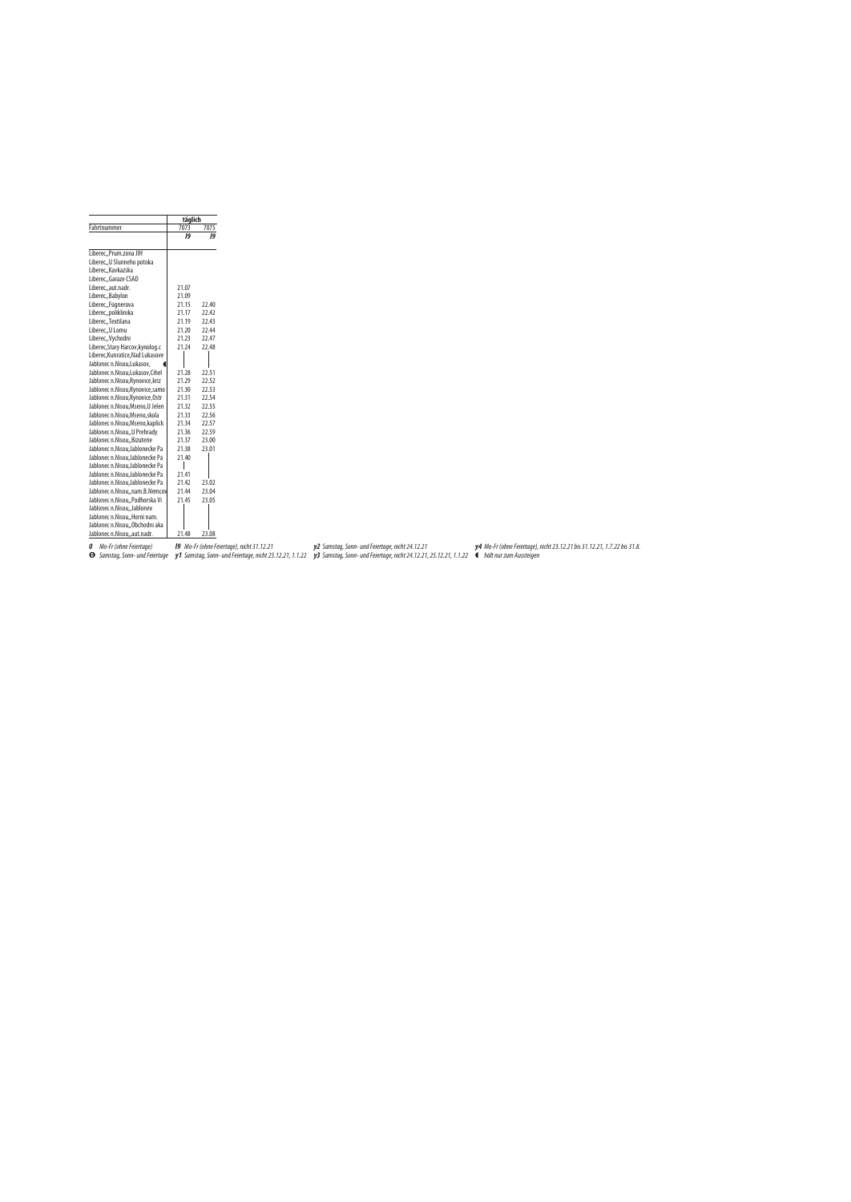| | täglich | |
|---|---|---|
| Fahrtnummer | 7073 | 7075 |
| | *l9* | *l9* |
| Liberec,,Prum.zona JIH | | |
| Liberec,,U Slunneho potoka | | |
| Liberec,,Kavkazska | | |
| Liberec,,Garaze CSAD | | |
| Liberec,,aut.nadr. | 21.07 | |
| Liberec,,Babylon | 21.09 | |
| Liberec,,Fügnerova | 21.15 | 22.40 |
| Liberec,,poliklinika | 21.17 | 22.42 |
| Liberec,,Textilana | 21.19 | 22.43 |
| Liberec,,U Lomu | 21.20 | 22.44 |
| Liberec,,Vychodni | 21.23 | 22.47 |
| Liberec,Stary Harcov,kynolog.c | 21.24 | 22.48 |
| Liberec,Kunratice,Nad Lukasove | \| | \| |
| Jablonec n.Nisou,Lukasov, ◖ | \| | \| |
| Jablonec n.Nisou,Lukasov,Cihel | 21.28 | 22.51 |
| Jablonec n.Nisou,Rynovice,kriz | 21.29 | 22.52 |
| Jablonec n.Nisou,Rynovice,samo | 21.30 | 22.53 |
| Jablonec n.Nisou,Rynovice,Ostr | 21.31 | 22.54 |
| Jablonec n.Nisou,Mseno,U Jelen | 21.32 | 22.55 |
| Jablonec n.Nisou,Mseno,skola | 21.33 | 22.56 |
| Jablonec n.Nisou,Mseno,kaplick | 21.34 | 22.57 |
| Jablonec n.Nisou,,U Prehrady | 21.36 | 22.59 |
| Jablonec n.Nisou,,Bizuterie | 21.37 | 23.00 |
| Jablonec n.Nisou,Jablonecke Pa | 21.38 | 23.01 |
| Jablonec n.Nisou,Jablonecke Pa | 21.40 | \| |
| Jablonec n.Nisou,Jablonecke Pa | \| | \| |
| Jablonec n.Nisou,Jablonecke Pa | 21.41 | \| |
| Jablonec n.Nisou,Jablonecke Pa | 21.42 | 23.02 |
| Jablonec n.Nisou,,nam.B.Nemcov | 21.44 | 23.04 |
| Jablonec n.Nisou,,Podhorska V | 21.45 | 23.05 |
| Jablonec n.Nisou,,Jablonex | \| | \| |
| Jablonec n.Nisou,,Horni nam. | \| | \| |
| Jablonec n.Nisou,,Obchodni aka | \| | \| |
| Jablonec n.Nisou,,aut.nadr. | 21.48 | 23.08 |

*0* *Mo-Fr (ohne Feiertage)*
*6* *Samstag, Sonn- und Feiertage*
*l9* *Mo-Fr (ohne Feiertage), nicht 31.12.21*
*y1* *Samstag, Sonn- und Feiertage, nicht 25.12.21, 1.1.22*
*y2* *Samstag, Sonn- und Feiertage, nicht 24.12.21*
*y3* *Samstag, Sonn- und Feiertage, nicht 24.12.21, 25.12.21, 1.1.22*
*y4* *Mo-Fr (ohne Feiertage), nicht 23.12.21 bis 31.12.21, 1.7.22 bis 31.8.*
◖ *hält nur zum Aussteigen*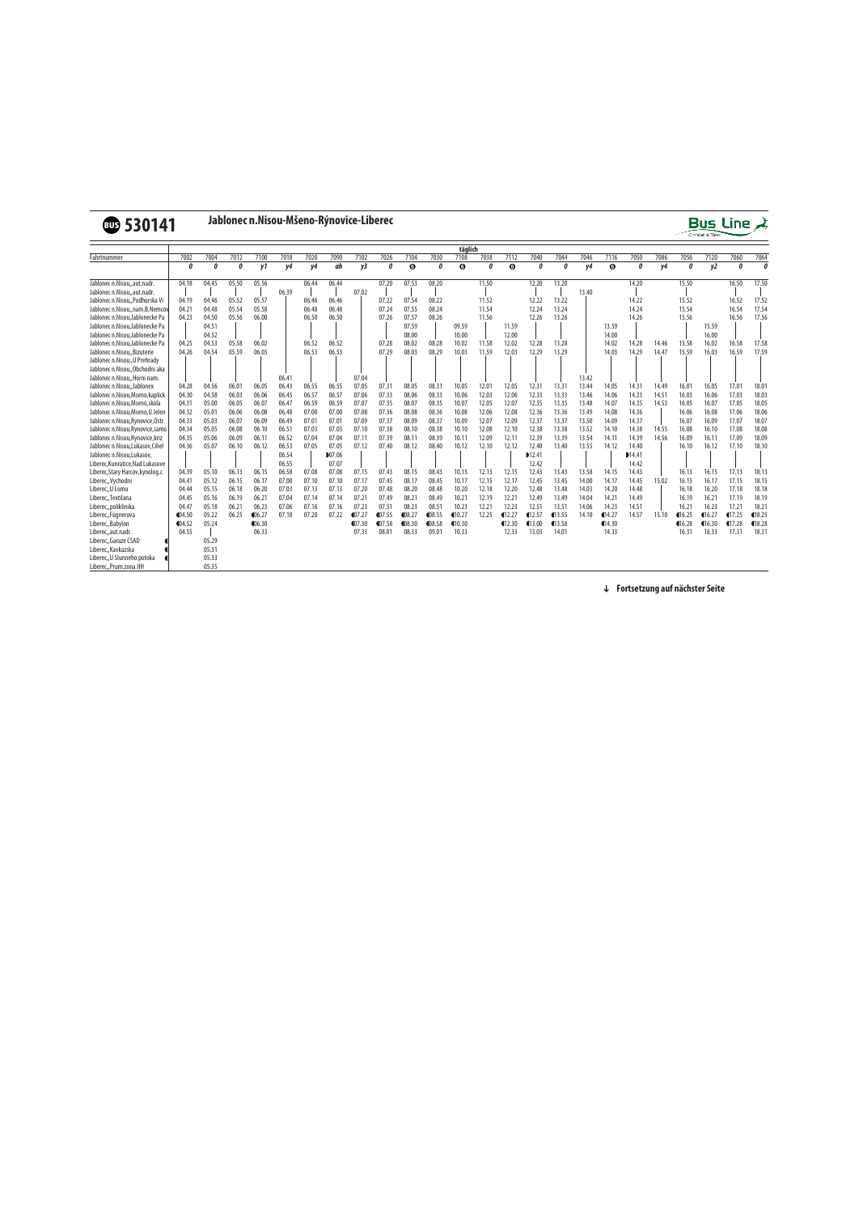# 530141 Jablonec n.Nisou-Mšeno-Rýnovice-Liberec

Bus Line

täglich

| Fahrtnummer | 7002 | 7004 | 7012 | 7100 | 7018 | 7020 | 7090 | 7102 | 7026 | 7104 | 7030 | 7108 | 7038 | 7112 | 7040 | 7044 | 7046 | 7116 | 7050 | 7086 | 7056 | 7120 | 7060 | 7064 |
|---|---|---|---|---|---|---|---|---|---|---|---|---|---|---|---|---|---|---|---|---|---|---|---|---|
| | 0 | 0 | 0 | y1 | y4 | y4 | ah | y3 | 0 | ⑥ | 0 | ⑥ | 0 | ⑥ | 0 | 0 | y4 | ⑥ | 0 | y4 | 0 | y2 | 0 | 0 |
| Jablonec n.Nisou,,aut.nadr. | 04.18 | 04.45 | 05.50 | 05.56 | | 06.44 | 06.44 | | 07.20 | 07.53 | 08.20 | | 11.50 | | 12.20 | 13.20 | | | 14.20 | | 15.50 | | 16.50 | 17.50 |
| Jablonec n.Nisou,,aut.nadr. | | | | | 06.39 | | | 07.02 | | | | | | | | | 13.40 | | | | | | | |
| Jablonec n.Nisou,,Podhorska Vi | 04.19 | 04.46 | 05.52 | 05.57 | | 06.46 | 06.46 | | 07.22 | 07.54 | 08.22 | | 11.52 | | 12.22 | 13.22 | | | 14.22 | | 15.52 | | 16.52 | 17.52 |
| Jablonec n.Nisou,,nam.B.Nemcov | 04.21 | 04.48 | 05.54 | 05.58 | | 06.48 | 06.48 | | 07.24 | 07.55 | 08.24 | | 11.54 | | 12.24 | 13.24 | | | 14.24 | | 15.54 | | 16.54 | 17.54 |
| Jablonec n.Nisou,Jablonecke Pa | 04.23 | 04.50 | 05.56 | 06.00 | | 06.50 | 06.50 | | 07.26 | 07.57 | 08.26 | | 11.56 | | 12.26 | 13.26 | | | 14.26 | | 15.56 | | 16.56 | 17.56 |
| Jablonec n.Nisou,Jablonecke Pa | | 04.51 | | | | | | | | 07.59 | | 09.59 | | 11.59 | | | | 13.59 | | | | 15.59 | | |
| Jablonec n.Nisou,Jablonecke Pa | | 04.52 | | | | | | | | 08.00 | | 10.00 | | 12.00 | | | | 14.00 | | | | 16.00 | | |
| Jablonec n.Nisou,Jablonecke Pa | 04.25 | 04.53 | 05.58 | 06.02 | | 06.52 | 06.52 | | 07.28 | 08.02 | 08.28 | 10.02 | 11.58 | 12.02 | 12.28 | 13.28 | | 14.02 | 14.28 | 14.46 | 15.58 | 16.02 | 16.58 | 17.58 |
| Jablonec n.Nisou,,Bizuterie | 04.26 | 04.54 | 05.59 | 06.03 | | 06.53 | 06.53 | | 07.29 | 08.03 | 08.29 | 10.03 | 11.59 | 12.03 | 12.29 | 13.29 | | 14.03 | 14.29 | 14.47 | 15.59 | 16.03 | 16.59 | 17.59 |
| Jablonec n.Nisou,,U Prehrady | | | | | | | | | | | | | | | | | | | | | | | | |
| Jablonec n.Nisou,,Obchodni aka | | | | | | | | | | | | | | | | | | | | | | | | |
| Jablonec n.Nisou,,Horni nam. | | | | | 06.41 | | | 07.04 | | | | | | | | | 13.42 | | | | | | | |
| Jablonec n.Nisou,,Jablonex | 04.28 | 04.56 | 06.01 | 06.05 | 06.43 | 06.55 | 06.55 | 07.05 | 07.31 | 08.05 | 08.31 | 10.05 | 12.01 | 12.05 | 12.31 | 13.31 | 13.44 | 14.05 | 14.31 | 14.49 | 16.01 | 16.05 | 17.01 | 18.01 |
| Jablonec n.Nisou,Mseno,kaplick | 04.30 | 04.58 | 06.03 | 06.06 | 06.45 | 06.57 | 06.57 | 07.06 | 07.33 | 08.06 | 08.33 | 10.06 | 12.03 | 12.06 | 12.33 | 13.33 | 13.46 | 14.06 | 14.33 | 14.51 | 16.03 | 16.06 | 17.03 | 18.03 |
| Jablonec n.Nisou,Mseno,skola | 04.31 | 05.00 | 06.05 | 06.07 | 06.47 | 06.59 | 06.59 | 07.07 | 07.35 | 08.07 | 08.35 | 10.07 | 12.05 | 12.07 | 12.35 | 13.35 | 13.48 | 14.07 | 14.35 | 14.53 | 16.05 | 16.07 | 17.05 | 18.05 |
| Jablonec n.Nisou,Mseno,U Jelen | 04.32 | 05.01 | 06.06 | 06.08 | 06.48 | 07.00 | 07.00 | 07.08 | 07.36 | 08.08 | 08.36 | 10.08 | 12.06 | 12.08 | 12.36 | 13.36 | 13.49 | 14.08 | 14.36 | | 16.06 | 16.08 | 17.06 | 18.06 |
| Jablonec n.Nisou,Rynovice,Ostr | 04.33 | 05.03 | 06.07 | 06.09 | 06.49 | 07.01 | 07.01 | 07.09 | 07.37 | 08.09 | 08.37 | 10.09 | 12.07 | 12.09 | 12.37 | 13.37 | 13.50 | 14.09 | 14.37 | | 16.07 | 16.09 | 17.07 | 18.07 |
| Jablonec n.Nisou,Rynovice,samo | 04.34 | 05.05 | 06.08 | 06.10 | 06.51 | 07.03 | 07.03 | 07.10 | 07.38 | 08.10 | 08.38 | 10.10 | 12.08 | 12.10 | 12.38 | 13.38 | 13.52 | 14.10 | 14.38 | 14.55 | 16.08 | 16.10 | 17.08 | 18.08 |
| Jablonec n.Nisou,Rynovice,kriz | 04.35 | 05.06 | 06.09 | 06.11 | 06.52 | 07.04 | 07.04 | 07.11 | 07.39 | 08.11 | 08.39 | 10.11 | 12.09 | 12.11 | 12.39 | 13.39 | 13.54 | 14.11 | 14.39 | 14.56 | 16.09 | 16.11 | 17.09 | 18.09 |
| Jablonec n.Nisou,Lukasov,Cihel | 04.36 | 05.07 | 06.10 | 06.12 | 06.53 | 07.05 | 07.05 | 07.12 | 07.40 | 08.12 | 08.40 | 10.12 | 12.10 | 12.12 | 12.40 | 13.40 | 13.55 | 14.12 | 14.40 | | 16.10 | 16.12 | 17.10 | 18.10 |
| Jablonec n.Nisou,Lukasov, | | | | | 06.54 | | ▶07.06 | | | | | | | | ▶12.41 | | | | ▶14.41 | | | | | |
| Liberec,Kunratice,Nad Lukasove | | | | | 06.55 | | 07.07 | | | | | | | | 12.42 | | | | 14.42 | | | | | |
| Liberec,Stary Harcov,kynolog.c | 04.39 | 05.10 | 06.13 | 06.15 | 06.58 | 07.08 | 07.08 | 07.15 | 07.43 | 08.15 | 08.43 | 10.15 | 12.13 | 12.15 | 12.43 | 13.43 | 13.58 | 14.15 | 14.43 | | 16.13 | 16.15 | 17.13 | 18.13 |
| Liberec,,Vychodni | 04.41 | 05.12 | 06.15 | 06.17 | 07.00 | 07.10 | 07.10 | 07.17 | 07.45 | 08.17 | 08.45 | 10.17 | 12.15 | 12.17 | 12.45 | 13.45 | 14.00 | 14.17 | 14.45 | 15.02 | 16.15 | 16.17 | 17.15 | 18.15 |
| Liberec,,U Lomu | 04.44 | 05.15 | 06.18 | 06.20 | 07.03 | 07.13 | 07.13 | 07.20 | 07.48 | 08.20 | 08.48 | 10.20 | 12.18 | 12.20 | 12.48 | 13.48 | 14.03 | 14.20 | 14.48 | | 16.18 | 16.20 | 17.18 | 18.18 |
| Liberec,,Textilana | 04.45 | 05.16 | 06.19 | 06.21 | 07.04 | 07.14 | 07.14 | 07.21 | 07.49 | 08.21 | 08.49 | 10.21 | 12.19 | 12.21 | 12.49 | 13.49 | 14.04 | 14.21 | 14.49 | | 16.19 | 16.21 | 17.19 | 18.19 |
| Liberec,,poliklinika | 04.47 | 05.18 | 06.21 | 06.23 | 07.06 | 07.16 | 07.16 | 07.23 | 07.51 | 08.23 | 08.51 | 10.23 | 12.21 | 12.23 | 12.51 | 13.51 | 14.06 | 14.23 | 14.51 | | 16.21 | 16.23 | 17.21 | 18.21 |
| Liberec,,Fügnerova | ◖04.50 | 05.22 | 06.25 | ◖06.27 | 07.10 | 07.20 | 07.22 | ◖07.27 | ◖07.55 | ◖08.27 | ◖08.55 | ◖10.27 | 12.25 | ◖12.27 | ◖12.57 | ◖13.55 | 14.10 | ◖14.27 | 14.57 | 15.10 | ◖16.25 | ◖16.27 | ◖17.25 | ◖18.25 |
| Liberec,,Babylon | ◖04.52 | 05.24 | | ◖06.30 | | | | ◖07.30 | ◖07.58 | ◖08.30 | ◖08.58 | ◖10.30 | | ◖12.30 | ◖13.00 | ◖13.58 | | ◖14.30 | | | ◖16.28 | ◖16.30 | ◖17.28 | ◖18.28 |
| Liberec,,aut.nadr. | 04.55 | | | 06.33 | | | | 07.33 | 08.01 | 08.33 | 09.01 | 10.33 | | 12.33 | 13.03 | 14.01 | | 14.33 | | | 16.31 | 16.33 | 17.31 | 18.31 |
| Liberec,,Garaze CSAD | | 05.29 | | | | | | | | | | | | | | | | | | | | | | |
| Liberec,,Kavkazska | | 05.31 | | | | | | | | | | | | | | | | | | | | | | |
| Liberec,,U Slunneho potoka | | 05.33 | | | | | | | | | | | | | | | | | | | | | | |
| Liberec,,Prum.zona JIH | | 05.35 | | | | | | | | | | | | | | | | | | | | | | |

↓ **Fortsetzung auf nächster Seite**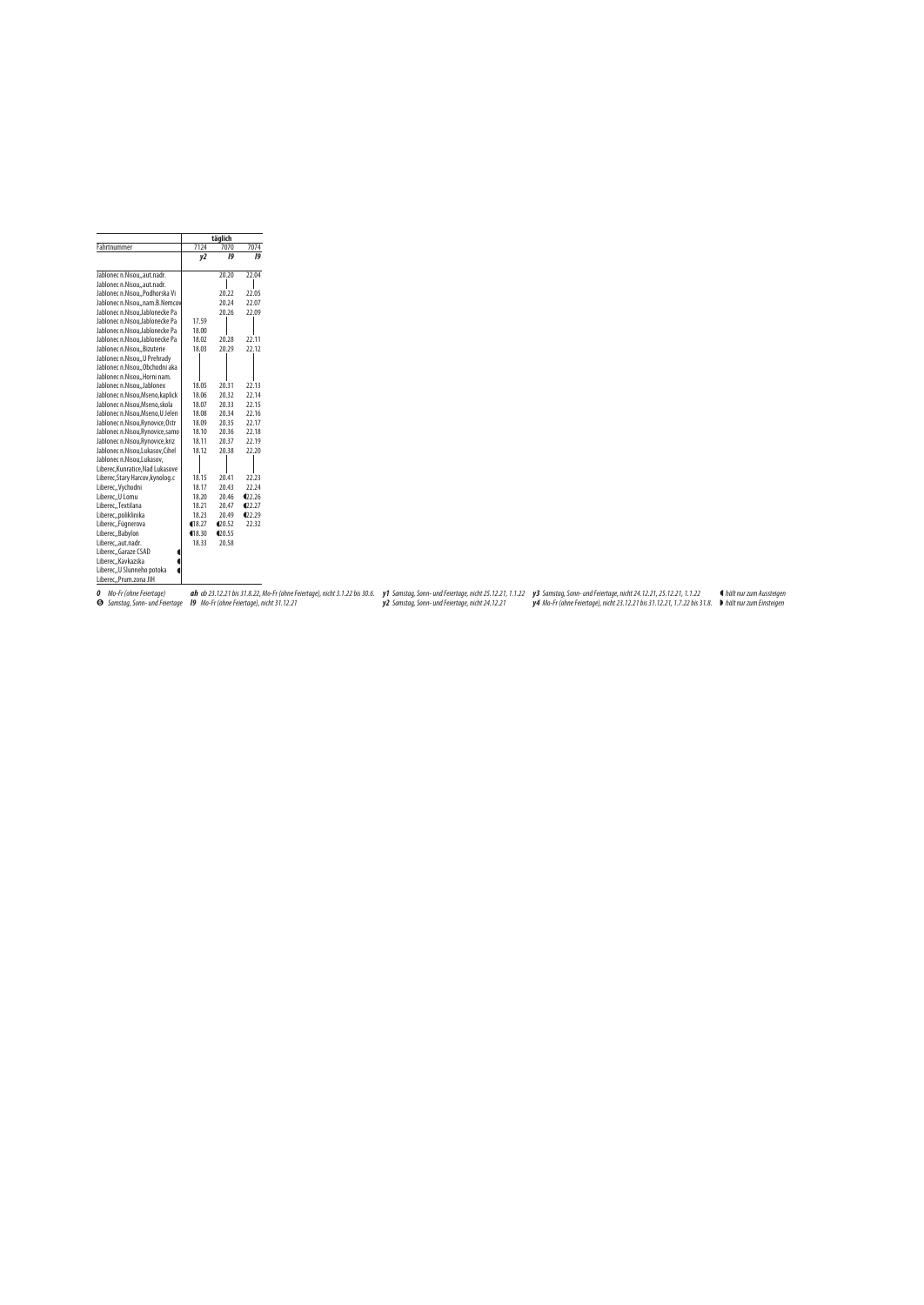| | täglich | | |
|---|---|---|---|
| Fahrtnummer | 7124 | 7070 | 7074 |
| | *y2* | *f9* | *f9* |
| Jablonec n.Nisou,,aut.nadr. | | 20.20 | 22.04 |
| Jablonec n.Nisou,,aut.nadr. | | \| | \| |
| Jablonec n.Nisou,,Podhorska Vi | | 20.22 | 22.05 |
| Jablonec n.Nisou,,nam.B.Nemcov | | 20.24 | 22.07 |
| Jablonec n.Nisou,Jablonecke Pa | | 20.26 | 22.09 |
| Jablonec n.Nisou,Jablonecke Pa | 17.59 | \| | \| |
| Jablonec n.Nisou,Jablonecke Pa | 18.00 | \| | \| |
| Jablonec n.Nisou,Jablonecke Pa | 18.02 | 20.28 | 22.11 |
| Jablonec n.Nisou,,Bizuterie | 18.03 | 20.29 | 22.12 |
| Jablonec n.Nisou,,U Prehrady | \| | \| | \| |
| Jablonec n.Nisou,,Obchodni aka | \| | \| | \| |
| Jablonec n.Nisou,,Horni nam. | \| | \| | \| |
| Jablonec n.Nisou,,Jablonex | 18.05 | 20.31 | 22.13 |
| Jablonec n.Nisou,Mseno,kaplick | 18.06 | 20.32 | 22.14 |
| Jablonec n.Nisou,Mseno,skola | 18.07 | 20.33 | 22.15 |
| Jablonec n.Nisou,Mseno,U Jelen | 18.08 | 20.34 | 22.16 |
| Jablonec n.Nisou,Rynovice,Ostr | 18.09 | 20.35 | 22.17 |
| Jablonec n.Nisou,Rynovice,samo | 18.10 | 20.36 | 22.18 |
| Jablonec n.Nisou,Rynovice,kriz | 18.11 | 20.37 | 22.19 |
| Jablonec n.Nisou,Lukasov,Cihel | 18.12 | 20.38 | 22.20 |
| Jablonec n.Nisou,Lukasov, | \| | \| | \| |
| Liberec,Kunratice,Nad Lukasove | \| | \| | \| |
| Liberec,Stary Harcov,kynolog.c | 18.15 | 20.41 | 22.23 |
| Liberec,,Vychodni | 18.17 | 20.43 | 22.24 |
| Liberec,,U Lomu | 18.20 | 20.46 | ◖22.26 |
| Liberec,,Textilana | 18.21 | 20.47 | ◖22.27 |
| Liberec,,poliklinika | 18.23 | 20.49 | ◖22.29 |
| Liberec,,Fügnerova | ◖18.27 | ◖20.52 | 22.32 |
| Liberec,,Babylon | ◖18.30 | ◖20.55 | |
| Liberec,,aut.nadr. | 18.33 | 20.58 | |
| Liberec,,Garaze CSAD | ◖ | | |
| Liberec,,Kavkazska | ◖ | | |
| Liberec,,U Slunneho potoka | ◖ | | |
| Liberec,,Prum.zona JIH | | | |

*0 Mo-Fr (ohne Feiertage)*
*❻ Samstag, Sonn- und Feiertage*
*ah ab 23.12.21 bis 31.8.22, Mo-Fr (ohne Feiertage), nicht 3.1.22 bis 30.6.*
*f9 Mo-Fr (ohne Feiertage), nicht 31.12.21*
*y1 Samstag, Sonn- und Feiertage, nicht 25.12.21, 1.1.22*
*y2 Samstag, Sonn- und Feiertage, nicht 24.12.21*
*y3 Samstag, Sonn- und Feiertage, nicht 24.12.21, 25.12.21, 1.1.22*
*y4 Mo-Fr (ohne Feiertage), nicht 23.12.21 bis 31.12.21, 1.7.22 bis 31.8.*
*◖ hält nur zum Aussteigen*
*◗ hält nur zum Einsteigen*